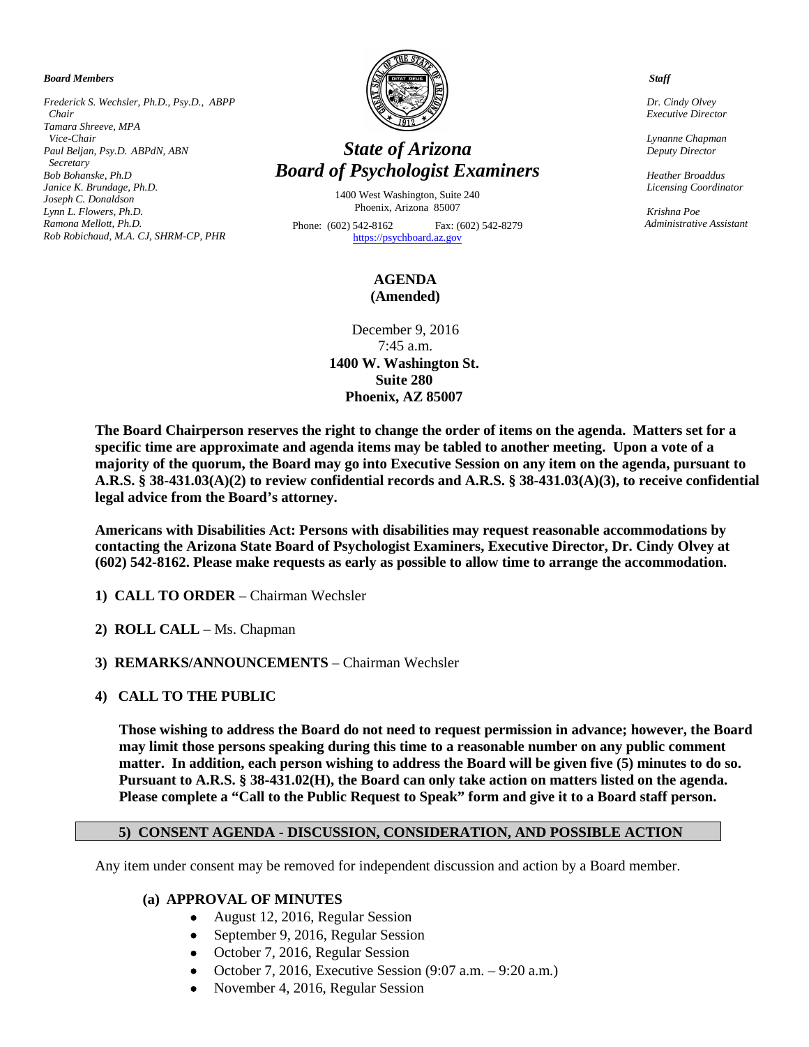***Board Members***

*Frederick S. Wechsler, Ph.D., Psy.D., ABPP*
*Chair*
*Tamara Shreeve, MPA*
*Vice-Chair*
*Paul Beljan, Psy.D. ABPdN, ABN*
*Secretary*
*Bob Bohanske, Ph.D*
*Janice K. Brundage, Ph.D.*
*Joseph C. Donaldson*
*Lynn L. Flowers, Ph.D.*
*Ramona Mellott, Ph.D.*
*Rob Robichaud, M.A. CJ, SHRM-CP, PHR*

# *State of Arizona*
# *Board of Psychologist Examiners*

1400 West Washington, Suite 240
Phoenix, Arizona 85007
Phone: (602) 542-8162 Fax: (602) 542-8279
https://psychboard.az.gov

***Staff***

*Dr. Cindy Olvey*
*Executive Director*

*Lynanne Chapman*
*Deputy Director*

*Heather Broaddus*
*Licensing Coordinator*

*Krishna Poe*
*Administrative Assistant*

## AGENDA
## (Amended)

December 9, 2016
7:45 a.m.
**1400 W. Washington St.**
**Suite 280**
**Phoenix, AZ 85007**

**The Board Chairperson reserves the right to change the order of items on the agenda. Matters set for a specific time are approximate and agenda items may be tabled to another meeting. Upon a vote of a majority of the quorum, the Board may go into Executive Session on any item on the agenda, pursuant to A.R.S. § 38-431.03(A)(2) to review confidential records and A.R.S. § 38-431.03(A)(3), to receive confidential legal advice from the Board's attorney.**

**Americans with Disabilities Act: Persons with disabilities may request reasonable accommodations by contacting the Arizona State Board of Psychologist Examiners, Executive Director, Dr. Cindy Olvey at (602) 542-8162. Please make requests as early as possible to allow time to arrange the accommodation.**

1) **CALL TO ORDER** – Chairman Wechsler

2) **ROLL CALL** – Ms. Chapman

3) **REMARKS/ANNOUNCEMENTS** – Chairman Wechsler

4) **CALL TO THE PUBLIC**

**Those wishing to address the Board do not need to request permission in advance; however, the Board may limit those persons speaking during this time to a reasonable number on any public comment matter. In addition, each person wishing to address the Board will be given five (5) minutes to do so. Pursuant to A.R.S. § 38-431.02(H), the Board can only take action on matters listed on the agenda. Please complete a "Call to the Public Request to Speak" form and give it to a Board staff person.**

### 5) CONSENT AGENDA - DISCUSSION, CONSIDERATION, AND POSSIBLE ACTION

Any item under consent may be removed for independent discussion and action by a Board member.

**(a) APPROVAL OF MINUTES**

- August 12, 2016, Regular Session
- September 9, 2016, Regular Session
- October 7, 2016, Regular Session
- October 7, 2016, Executive Session (9:07 a.m. – 9:20 a.m.)
- November 4, 2016, Regular Session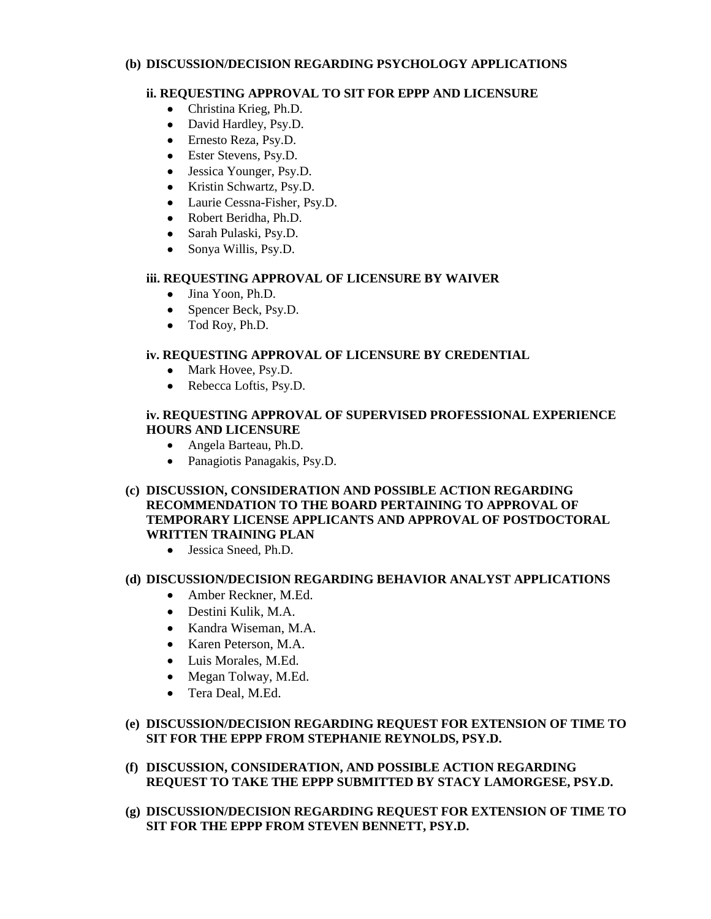**(b) DISCUSSION/DECISION REGARDING PSYCHOLOGY APPLICATIONS**

**ii. REQUESTING APPROVAL TO SIT FOR EPPP AND LICENSURE**

- Christina Krieg, Ph.D.
- David Hardley, Psy.D.
- Ernesto Reza, Psy.D.
- Ester Stevens, Psy.D.
- Jessica Younger, Psy.D.
- Kristin Schwartz, Psy.D.
- Laurie Cessna-Fisher, Psy.D.
- Robert Beridha, Ph.D.
- Sarah Pulaski, Psy.D.
- Sonya Willis, Psy.D.

**iii. REQUESTING APPROVAL OF LICENSURE BY WAIVER**

- Jina Yoon, Ph.D.
- Spencer Beck, Psy.D.
- Tod Roy, Ph.D.

**iv. REQUESTING APPROVAL OF LICENSURE BY CREDENTIAL**

- Mark Hovee, Psy.D.
- Rebecca Loftis, Psy.D.

**iv. REQUESTING APPROVAL OF SUPERVISED PROFESSIONAL EXPERIENCE HOURS AND LICENSURE**

- Angela Barteau, Ph.D.
- Panagiotis Panagakis, Psy.D.

**(c) DISCUSSION, CONSIDERATION AND POSSIBLE ACTION REGARDING RECOMMENDATION TO THE BOARD PERTAINING TO APPROVAL OF TEMPORARY LICENSE APPLICANTS AND APPROVAL OF POSTDOCTORAL WRITTEN TRAINING PLAN**

- Jessica Sneed, Ph.D.

**(d) DISCUSSION/DECISION REGARDING BEHAVIOR ANALYST APPLICATIONS**

- Amber Reckner, M.Ed.
- Destini Kulik, M.A.
- Kandra Wiseman, M.A.
- Karen Peterson, M.A.
- Luis Morales, M.Ed.
- Megan Tolway, M.Ed.
- Tera Deal, M.Ed.

**(e) DISCUSSION/DECISION REGARDING REQUEST FOR EXTENSION OF TIME TO SIT FOR THE EPPP FROM STEPHANIE REYNOLDS, PSY.D.**

**(f) DISCUSSION, CONSIDERATION, AND POSSIBLE ACTION REGARDING REQUEST TO TAKE THE EPPP SUBMITTED BY STACY LAMORGESE, PSY.D.**

**(g) DISCUSSION/DECISION REGARDING REQUEST FOR EXTENSION OF TIME TO SIT FOR THE EPPP FROM STEVEN BENNETT, PSY.D.**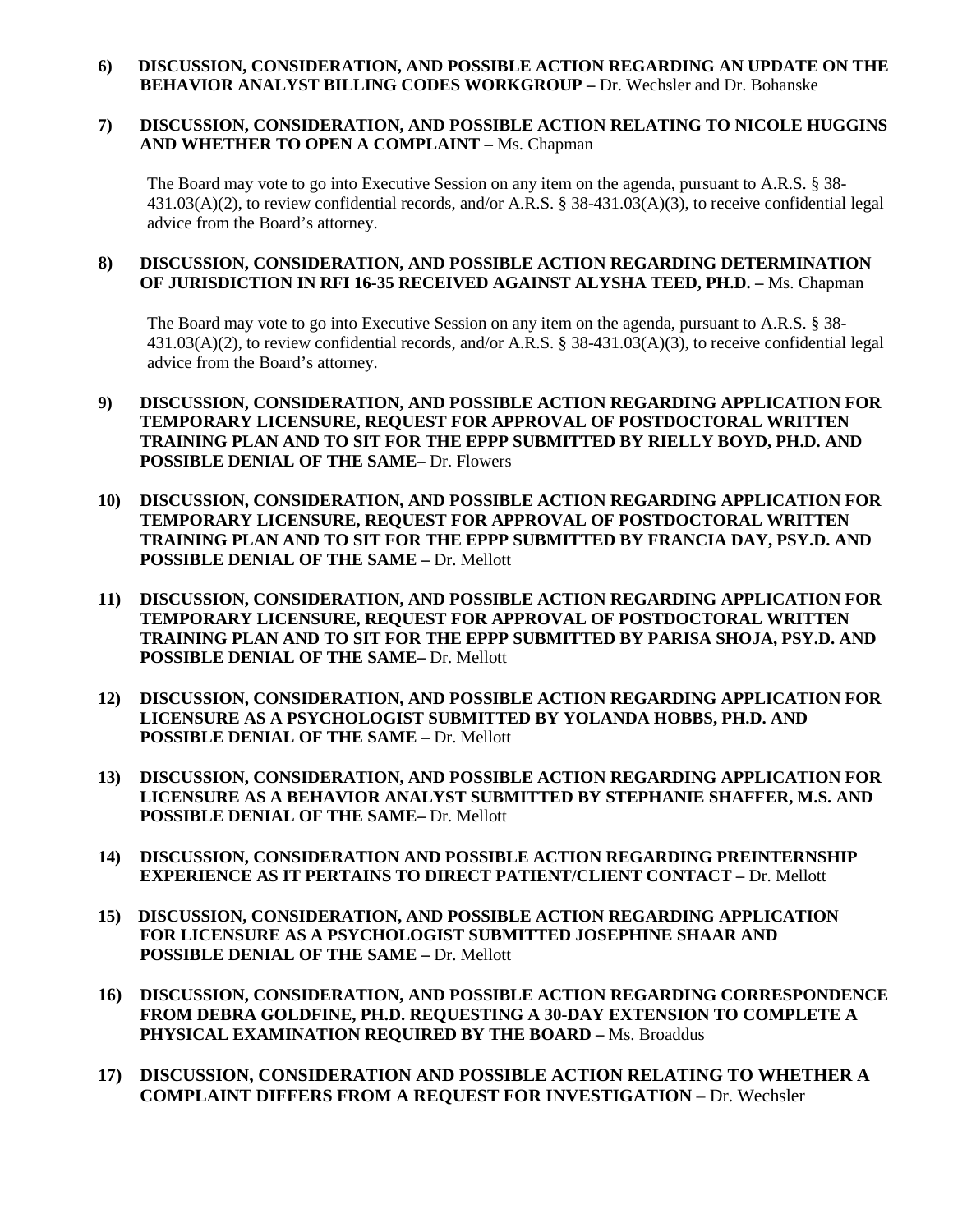6) **DISCUSSION, CONSIDERATION, AND POSSIBLE ACTION REGARDING AN UPDATE ON THE BEHAVIOR ANALYST BILLING CODES WORKGROUP –** Dr. Wechsler and Dr. Bohanske

7) **DISCUSSION, CONSIDERATION, AND POSSIBLE ACTION RELATING TO NICOLE HUGGINS AND WHETHER TO OPEN A COMPLAINT –** Ms. Chapman

   The Board may vote to go into Executive Session on any item on the agenda, pursuant to A.R.S. § 38-431.03(A)(2), to review confidential records, and/or A.R.S. § 38-431.03(A)(3), to receive confidential legal advice from the Board's attorney.

8) **DISCUSSION, CONSIDERATION, AND POSSIBLE ACTION REGARDING DETERMINATION OF JURISDICTION IN RFI 16-35 RECEIVED AGAINST ALYSHA TEED, PH.D. –** Ms. Chapman

   The Board may vote to go into Executive Session on any item on the agenda, pursuant to A.R.S. § 38-431.03(A)(2), to review confidential records, and/or A.R.S. § 38-431.03(A)(3), to receive confidential legal advice from the Board's attorney.

9) **DISCUSSION, CONSIDERATION, AND POSSIBLE ACTION REGARDING APPLICATION FOR TEMPORARY LICENSURE, REQUEST FOR APPROVAL OF POSTDOCTORAL WRITTEN TRAINING PLAN AND TO SIT FOR THE EPPP SUBMITTED BY RIELLY BOYD, PH.D. AND POSSIBLE DENIAL OF THE SAME–** Dr. Flowers

10) **DISCUSSION, CONSIDERATION, AND POSSIBLE ACTION REGARDING APPLICATION FOR TEMPORARY LICENSURE, REQUEST FOR APPROVAL OF POSTDOCTORAL WRITTEN TRAINING PLAN AND TO SIT FOR THE EPPP SUBMITTED BY FRANCIA DAY, PSY.D. AND POSSIBLE DENIAL OF THE SAME –** Dr. Mellott

11) **DISCUSSION, CONSIDERATION, AND POSSIBLE ACTION REGARDING APPLICATION FOR TEMPORARY LICENSURE, REQUEST FOR APPROVAL OF POSTDOCTORAL WRITTEN TRAINING PLAN AND TO SIT FOR THE EPPP SUBMITTED BY PARISA SHOJA, PSY.D. AND POSSIBLE DENIAL OF THE SAME–** Dr. Mellott

12) **DISCUSSION, CONSIDERATION, AND POSSIBLE ACTION REGARDING APPLICATION FOR LICENSURE AS A PSYCHOLOGIST SUBMITTED BY YOLANDA HOBBS, PH.D. AND POSSIBLE DENIAL OF THE SAME –** Dr. Mellott

13) **DISCUSSION, CONSIDERATION, AND POSSIBLE ACTION REGARDING APPLICATION FOR LICENSURE AS A BEHAVIOR ANALYST SUBMITTED BY STEPHANIE SHAFFER, M.S. AND POSSIBLE DENIAL OF THE SAME–** Dr. Mellott

14) **DISCUSSION, CONSIDERATION AND POSSIBLE ACTION REGARDING PREINTERNSHIP EXPERIENCE AS IT PERTAINS TO DIRECT PATIENT/CLIENT CONTACT –** Dr. Mellott

15) **DISCUSSION, CONSIDERATION, AND POSSIBLE ACTION REGARDING APPLICATION FOR LICENSURE AS A PSYCHOLOGIST SUBMITTED JOSEPHINE SHAAR AND POSSIBLE DENIAL OF THE SAME –** Dr. Mellott

16) **DISCUSSION, CONSIDERATION, AND POSSIBLE ACTION REGARDING CORRESPONDENCE FROM DEBRA GOLDFINE, PH.D. REQUESTING A 30-DAY EXTENSION TO COMPLETE A PHYSICAL EXAMINATION REQUIRED BY THE BOARD –** Ms. Broaddus

17) **DISCUSSION, CONSIDERATION AND POSSIBLE ACTION RELATING TO WHETHER A COMPLAINT DIFFERS FROM A REQUEST FOR INVESTIGATION** – Dr. Wechsler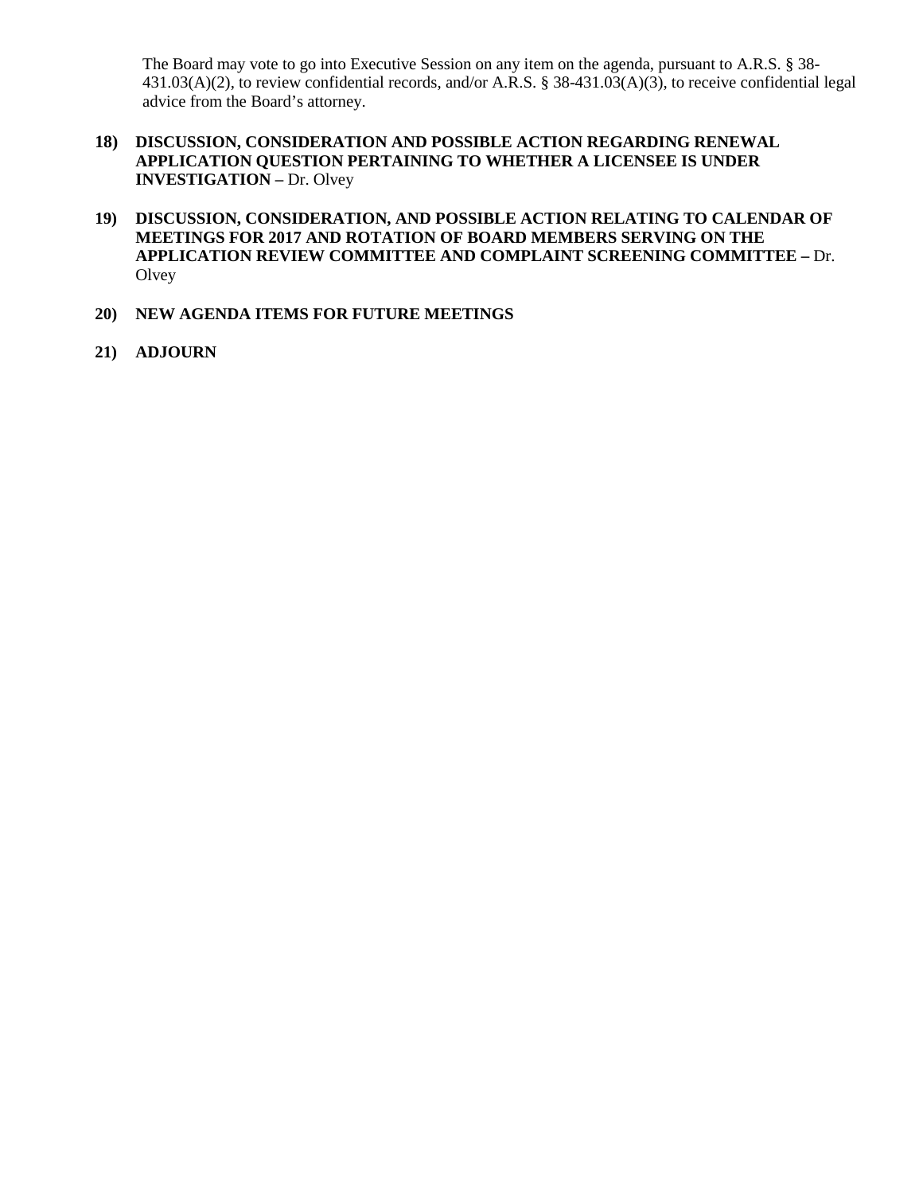The Board may vote to go into Executive Session on any item on the agenda, pursuant to A.R.S. § 38-431.03(A)(2), to review confidential records, and/or A.R.S. § 38-431.03(A)(3), to receive confidential legal advice from the Board's attorney.

18) **DISCUSSION, CONSIDERATION AND POSSIBLE ACTION REGARDING RENEWAL APPLICATION QUESTION PERTAINING TO WHETHER A LICENSEE IS UNDER INVESTIGATION –** Dr. Olvey

19) **DISCUSSION, CONSIDERATION, AND POSSIBLE ACTION RELATING TO CALENDAR OF MEETINGS FOR 2017 AND ROTATION OF BOARD MEMBERS SERVING ON THE APPLICATION REVIEW COMMITTEE AND COMPLAINT SCREENING COMMITTEE –** Dr. Olvey

20) **NEW AGENDA ITEMS FOR FUTURE MEETINGS**

21) **ADJOURN**